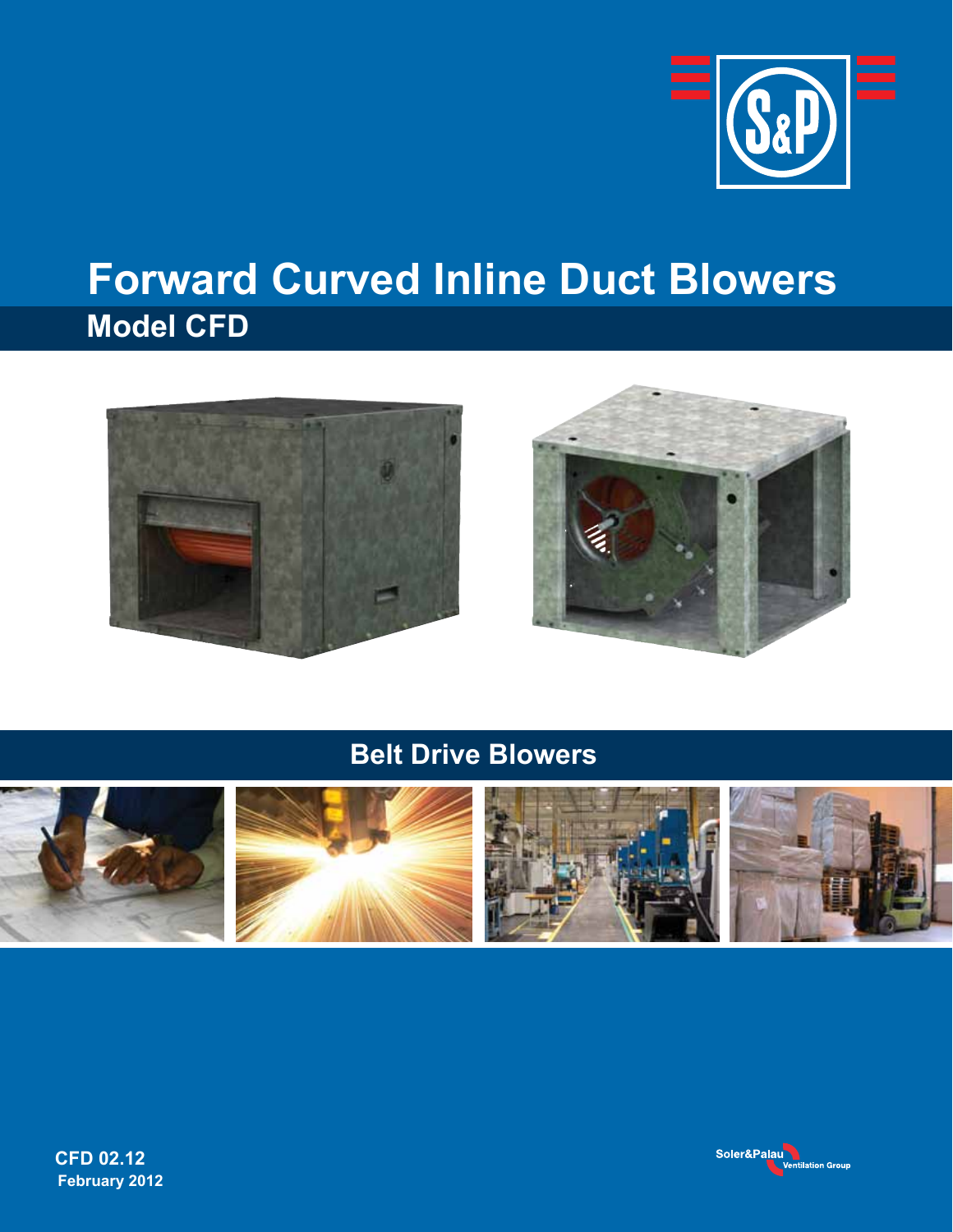# Forward Curved Inline Duct Blowers

## Model CFD

## Belt Drive Blowers

**CFD 02.12**
**February 2012**

Soler&Palau Ventilation Group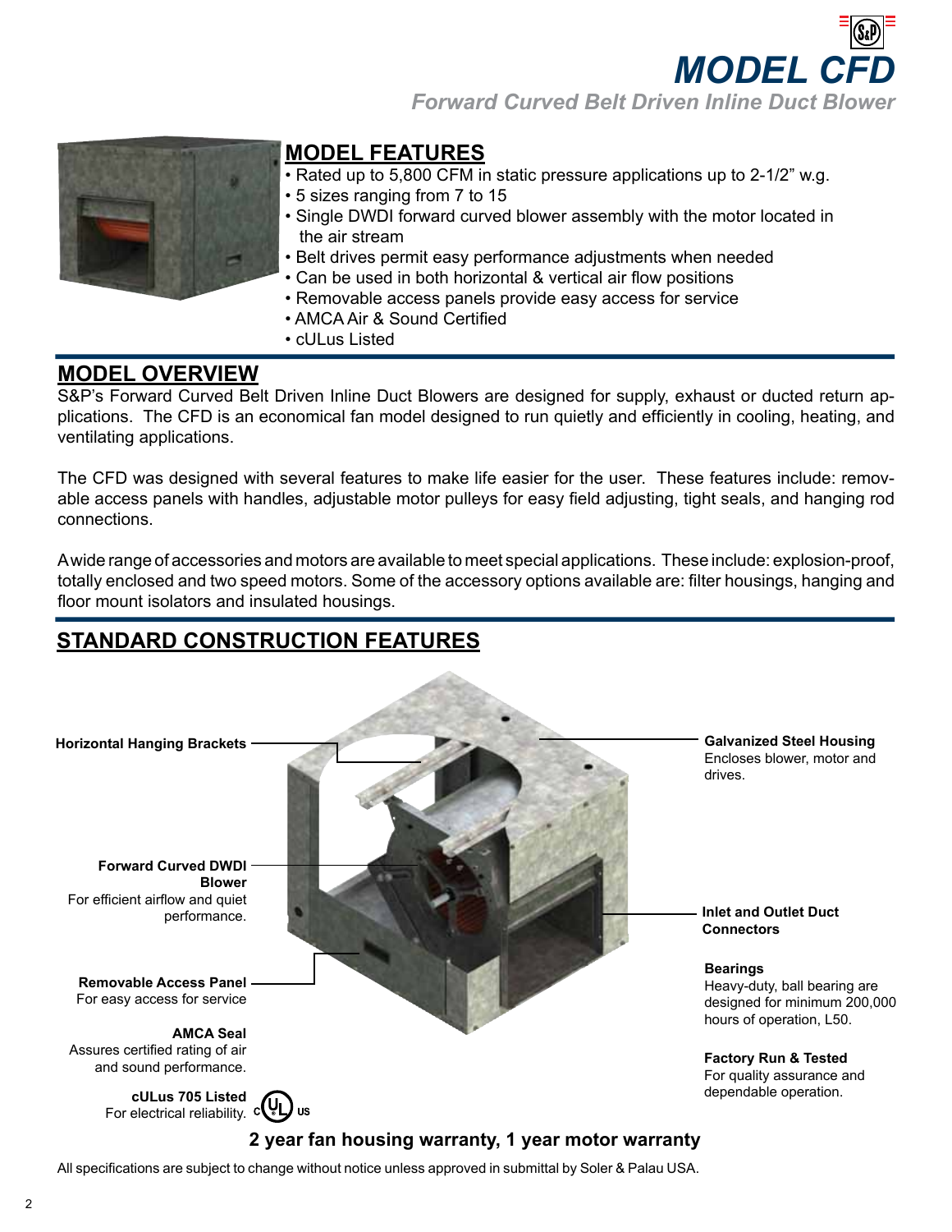# MODEL CFD

*Forward Curved Belt Driven Inline Duct Blower*

## MODEL FEATURES

- Rated up to 5,800 CFM in static pressure applications up to 2-1/2" w.g.
- 5 sizes ranging from 7 to 15
- Single DWDI forward curved blower assembly with the motor located in the air stream
- Belt drives permit easy performance adjustments when needed
- Can be used in both horizontal & vertical air flow positions
- Removable access panels provide easy access for service
- AMCA Air & Sound Certified
- cULus Listed

## MODEL OVERVIEW

S&P's Forward Curved Belt Driven Inline Duct Blowers are designed for supply, exhaust or ducted return applications. The CFD is an economical fan model designed to run quietly and efficiently in cooling, heating, and ventilating applications.

The CFD was designed with several features to make life easier for the user. These features include: removable access panels with handles, adjustable motor pulleys for easy field adjusting, tight seals, and hanging rod connections.

A wide range of accessories and motors are available to meet special applications. These include: explosion-proof, totally enclosed and two speed motors. Some of the accessory options available are: filter housings, hanging and floor mount isolators and insulated housings.

## STANDARD CONSTRUCTION FEATURES

**Horizontal Hanging Brackets**

**Forward Curved DWDI Blower**
For efficient airflow and quiet performance.

**Removable Access Panel**
For easy access for service

**AMCA Seal**
Assures certified rating of air and sound performance.

**cULus 705 Listed**
For electrical reliability.

**Galvanized Steel Housing**
Encloses blower, motor and drives.

**Inlet and Outlet Duct Connectors**

**Bearings**
Heavy-duty, ball bearing are designed for minimum 200,000 hours of operation, L50.

**Factory Run & Tested**
For quality assurance and dependable operation.

**2 year fan housing warranty, 1 year motor warranty**

All specifications are subject to change without notice unless approved in submittal by Soler & Palau USA.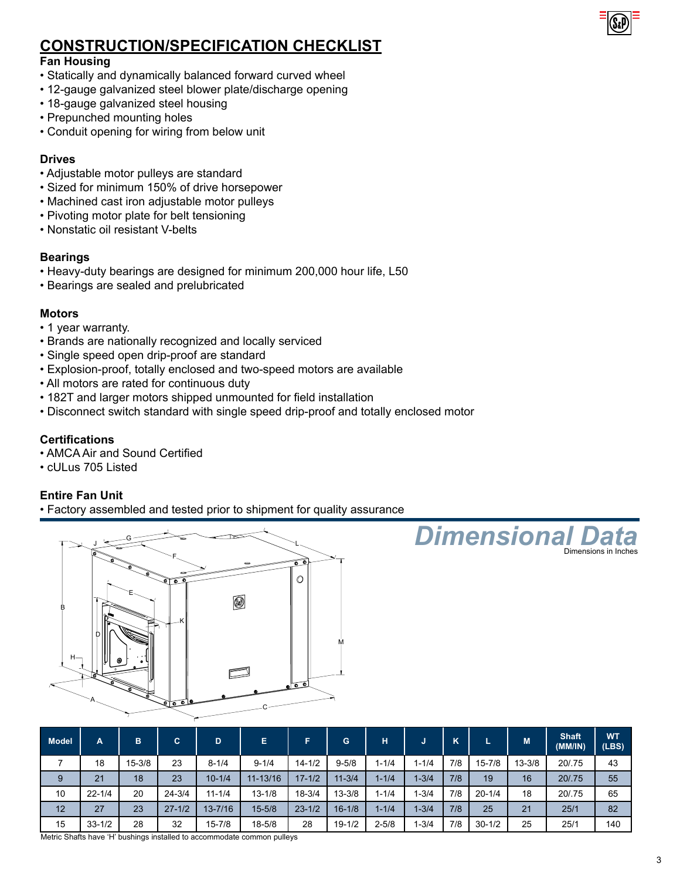## CONSTRUCTION/SPECIFICATION CHECKLIST

### Fan Housing

- Statically and dynamically balanced forward curved wheel
- 12-gauge galvanized steel blower plate/discharge opening
- 18-gauge galvanized steel housing
- Prepunched mounting holes
- Conduit opening for wiring from below unit

### Drives

- Adjustable motor pulleys are standard
- Sized for minimum 150% of drive horsepower
- Machined cast iron adjustable motor pulleys
- Pivoting motor plate for belt tensioning
- Nonstatic oil resistant V-belts

### Bearings

- Heavy-duty bearings are designed for minimum 200,000 hour life, L50
- Bearings are sealed and prelubricated

### Motors

- 1 year warranty.
- Brands are nationally recognized and locally serviced
- Single speed open drip-proof are standard
- Explosion-proof, totally enclosed and two-speed motors are available
- All motors are rated for continuous duty
- 182T and larger motors shipped unmounted for field installation
- Disconnect switch standard with single speed drip-proof and totally enclosed motor

### Certifications

- AMCA Air and Sound Certified
- cULus 705 Listed

### Entire Fan Unit

- Factory assembled and tested prior to shipment for quality assurance

## *Dimensional Data*

Dimensions in Inches

| Model | A | B | C | D | E | F | G | H | J | K | L | M | Shaft (MM/IN) | WT (LBS) |
|---|---|---|---|---|---|---|---|---|---|---|---|---|---|---|
| 7 | 18 | 15-3/8 | 23 | 8-1/4 | 9-1/4 | 14-1/2 | 9-5/8 | 1-1/4 | 1-1/4 | 7/8 | 15-7/8 | 13-3/8 | 20/.75 | 43 |
| 9 | 21 | 18 | 23 | 10-1/4 | 11-13/16 | 17-1/2 | 11-3/4 | 1-1/4 | 1-3/4 | 7/8 | 19 | 16 | 20/.75 | 55 |
| 10 | 22-1/4 | 20 | 24-3/4 | 11-1/4 | 13-1/8 | 18-3/4 | 13-3/8 | 1-1/4 | 1-3/4 | 7/8 | 20-1/4 | 18 | 20/.75 | 65 |
| 12 | 27 | 23 | 27-1/2 | 13-7/16 | 15-5/8 | 23-1/2 | 16-1/8 | 1-1/4 | 1-3/4 | 7/8 | 25 | 21 | 25/1 | 82 |
| 15 | 33-1/2 | 28 | 32 | 15-7/8 | 18-5/8 | 28 | 19-1/2 | 2-5/8 | 1-3/4 | 7/8 | 30-1/2 | 25 | 25/1 | 140 |

Metric Shafts have 'H' bushings installed to accommodate common pulleys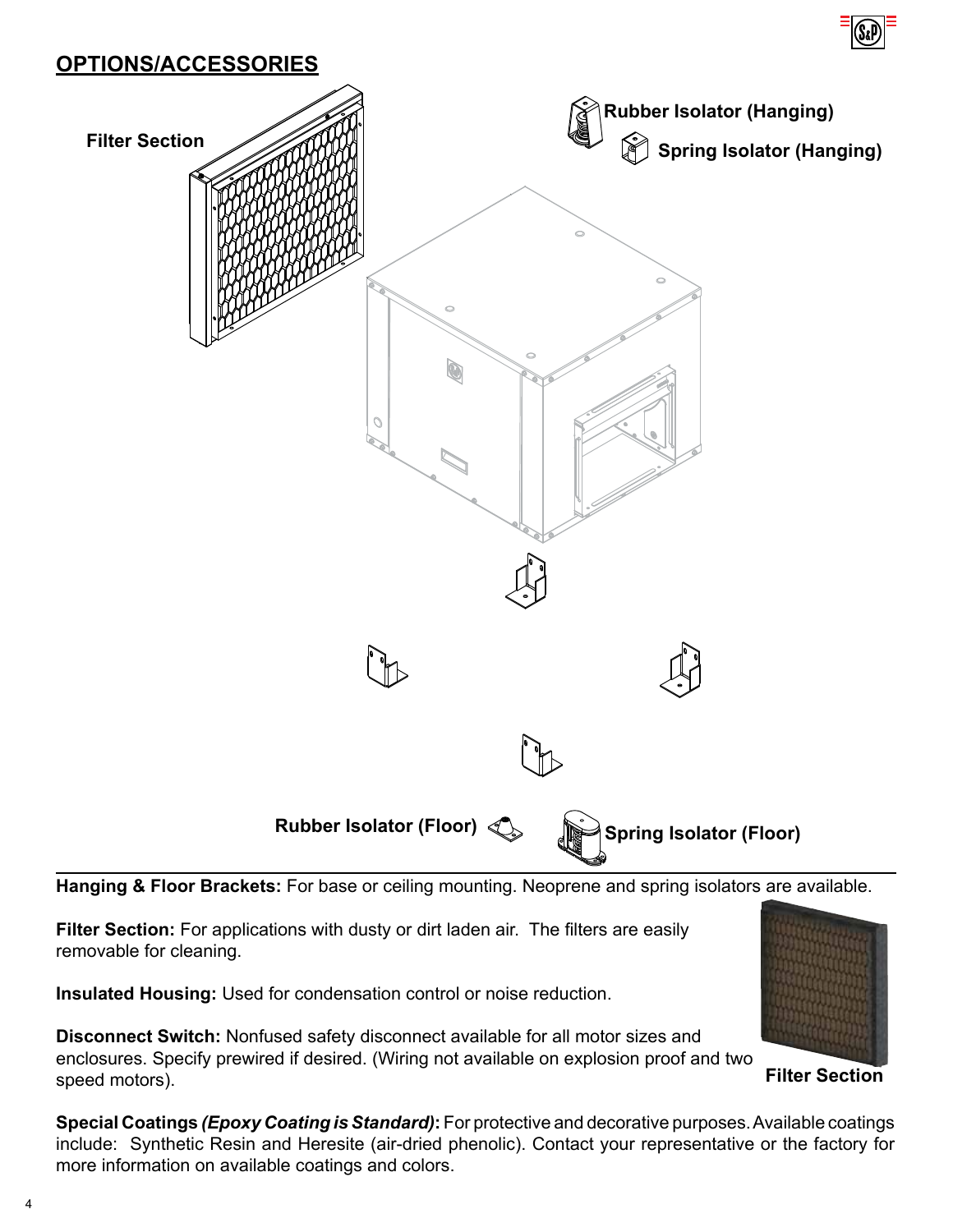## OPTIONS/ACCESSORIES

Filter Section

Rubber Isolator (Hanging)

Spring Isolator (Hanging)

Rubber Isolator (Floor)

Spring Isolator (Floor)

**Hanging & Floor Brackets:** For base or ceiling mounting. Neoprene and spring isolators are available.

**Filter Section:** For applications with dusty or dirt laden air. The filters are easily removable for cleaning.

Filter Section

**Insulated Housing:** Used for condensation control or noise reduction.

**Disconnect Switch:** Nonfused safety disconnect available for all motor sizes and enclosures. Specify prewired if desired. (Wiring not available on explosion proof and two speed motors).

**Special Coatings *(Epoxy Coating is Standard)*:** For protective and decorative purposes. Available coatings include: Synthetic Resin and Heresite (air-dried phenolic). Contact your representative or the factory for more information on available coatings and colors.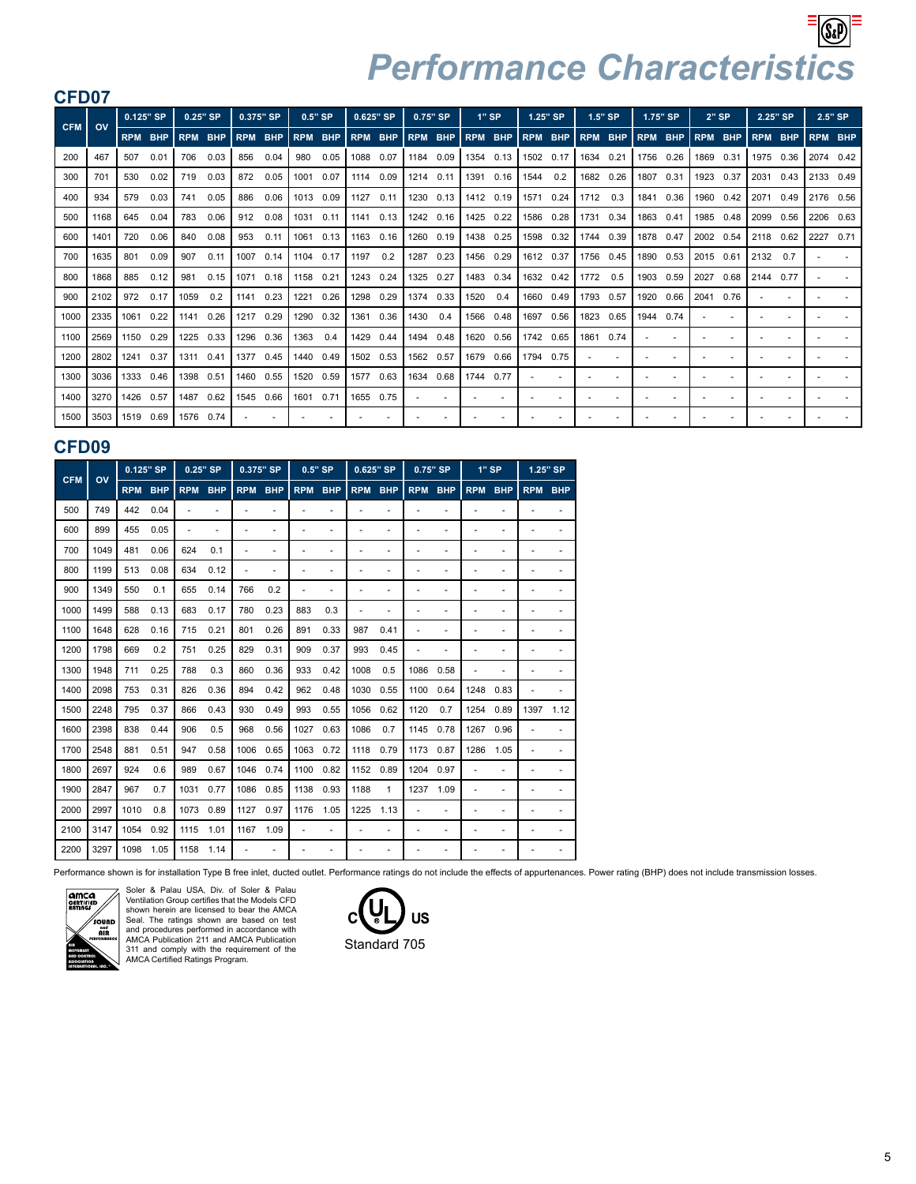# Performance Characteristics

## CFD07

| CFM | OV | 0.125" SP | | 0.25" SP | | 0.375" SP | | 0.5" SP | | 0.625" SP | | 0.75" SP | | 1" SP | | 1.25" SP | | 1.5" SP | | 1.75" SP | | 2" SP | | 2.25" SP | | 2.5" SP | |
|---|---|---|---|---|---|---|---|---|---|---|---|---|---|---|---|---|---|---|---|---|---|---|---|---|---|---|---|
| | | RPM | BHP | RPM | BHP | RPM | BHP | RPM | BHP | RPM | BHP | RPM | BHP | RPM | BHP | RPM | BHP | RPM | BHP | RPM | BHP | RPM | BHP | RPM | BHP | RPM | BHP |
| 200 | 467 | 507 | 0.01 | 706 | 0.03 | 856 | 0.04 | 980 | 0.05 | 1088 | 0.07 | 1184 | 0.09 | 1354 | 0.13 | 1502 | 0.17 | 1634 | 0.21 | 1756 | 0.26 | 1869 | 0.31 | 1975 | 0.36 | 2074 | 0.42 |
| 300 | 701 | 530 | 0.02 | 719 | 0.03 | 872 | 0.05 | 1001 | 0.07 | 1114 | 0.09 | 1214 | 0.11 | 1391 | 0.16 | 1544 | 0.2 | 1682 | 0.26 | 1807 | 0.31 | 1923 | 0.37 | 2031 | 0.43 | 2133 | 0.49 |
| 400 | 934 | 579 | 0.03 | 741 | 0.05 | 886 | 0.06 | 1013 | 0.09 | 1127 | 0.11 | 1230 | 0.13 | 1412 | 0.19 | 1571 | 0.24 | 1712 | 0.3 | 1841 | 0.36 | 1960 | 0.42 | 2071 | 0.49 | 2176 | 0.56 |
| 500 | 1168 | 645 | 0.04 | 783 | 0.06 | 912 | 0.08 | 1031 | 0.11 | 1141 | 0.13 | 1242 | 0.16 | 1425 | 0.22 | 1586 | 0.28 | 1731 | 0.34 | 1863 | 0.41 | 1985 | 0.48 | 2099 | 0.56 | 2206 | 0.63 |
| 600 | 1401 | 720 | 0.06 | 840 | 0.08 | 953 | 0.11 | 1061 | 0.13 | 1163 | 0.16 | 1260 | 0.19 | 1438 | 0.25 | 1598 | 0.32 | 1744 | 0.39 | 1878 | 0.47 | 2002 | 0.54 | 2118 | 0.62 | 2227 | 0.71 |
| 700 | 1635 | 801 | 0.09 | 907 | 0.11 | 1007 | 0.14 | 1104 | 0.17 | 1197 | 0.2 | 1287 | 0.23 | 1456 | 0.29 | 1612 | 0.37 | 1756 | 0.45 | 1890 | 0.53 | 2015 | 0.61 | 2132 | 0.7 | - | - |
| 800 | 1868 | 885 | 0.12 | 981 | 0.15 | 1071 | 0.18 | 1158 | 0.21 | 1243 | 0.24 | 1325 | 0.27 | 1483 | 0.34 | 1632 | 0.42 | 1772 | 0.5 | 1903 | 0.59 | 2027 | 0.68 | 2144 | 0.77 | - | - |
| 900 | 2102 | 972 | 0.17 | 1059 | 0.2 | 1141 | 0.23 | 1221 | 0.26 | 1298 | 0.29 | 1374 | 0.33 | 1520 | 0.4 | 1660 | 0.49 | 1793 | 0.57 | 1920 | 0.66 | 2041 | 0.76 | - | - | - | - |
| 1000 | 2335 | 1061 | 0.22 | 1141 | 0.26 | 1217 | 0.29 | 1290 | 0.32 | 1361 | 0.36 | 1430 | 0.4 | 1566 | 0.48 | 1697 | 0.56 | 1823 | 0.65 | 1944 | 0.74 | - | - | - | - | - | - |
| 1100 | 2569 | 1150 | 0.29 | 1225 | 0.33 | 1296 | 0.36 | 1363 | 0.4 | 1429 | 0.44 | 1494 | 0.48 | 1620 | 0.56 | 1742 | 0.65 | 1861 | 0.74 | - | - | - | - | - | - | - | - |
| 1200 | 2802 | 1241 | 0.37 | 1311 | 0.41 | 1377 | 0.45 | 1440 | 0.49 | 1502 | 0.53 | 1562 | 0.57 | 1679 | 0.66 | 1794 | 0.75 | - | - | - | - | - | - | - | - | - | - |
| 1300 | 3036 | 1333 | 0.46 | 1398 | 0.51 | 1460 | 0.55 | 1520 | 0.59 | 1577 | 0.63 | 1634 | 0.68 | 1744 | 0.77 | - | - | - | - | - | - | - | - | - | - | - | - |
| 1400 | 3270 | 1426 | 0.57 | 1487 | 0.62 | 1545 | 0.66 | 1601 | 0.71 | 1655 | 0.75 | - | - | - | - | - | - | - | - | - | - | - | - | - | - | - | - |
| 1500 | 3503 | 1519 | 0.69 | 1576 | 0.74 | - | - | - | - | - | - | - | - | - | - | - | - | - | - | - | - | - | - | - | - | - | - |

## CFD09

| CFM | OV | 0.125" SP | | 0.25" SP | | 0.375" SP | | 0.5" SP | | 0.625" SP | | 0.75" SP | | 1" SP | | 1.25" SP | |
|---|---|---|---|---|---|---|---|---|---|---|---|---|---|---|---|---|---|
| | | RPM | BHP | RPM | BHP | RPM | BHP | RPM | BHP | RPM | BHP | RPM | BHP | RPM | BHP | RPM | BHP |
| 500 | 749 | 442 | 0.04 | - | - | - | - | - | - | - | - | - | - | - | - | - | - |
| 600 | 899 | 455 | 0.05 | - | - | - | - | - | - | - | - | - | - | - | - | - | - |
| 700 | 1049 | 481 | 0.06 | 624 | 0.1 | - | - | - | - | - | - | - | - | - | - | - | - |
| 800 | 1199 | 513 | 0.08 | 634 | 0.12 | - | - | - | - | - | - | - | - | - | - | - | - |
| 900 | 1349 | 550 | 0.1 | 655 | 0.14 | 766 | 0.2 | - | - | - | - | - | - | - | - | - | - |
| 1000 | 1499 | 588 | 0.13 | 683 | 0.17 | 780 | 0.23 | 883 | 0.3 | - | - | - | - | - | - | - | - |
| 1100 | 1648 | 628 | 0.16 | 715 | 0.21 | 801 | 0.26 | 891 | 0.33 | 987 | 0.41 | - | - | - | - | - | - |
| 1200 | 1798 | 669 | 0.2 | 751 | 0.25 | 829 | 0.31 | 909 | 0.37 | 993 | 0.45 | - | - | - | - | - | - |
| 1300 | 1948 | 711 | 0.25 | 788 | 0.3 | 860 | 0.36 | 933 | 0.42 | 1008 | 0.5 | 1086 | 0.58 | - | - | - | - |
| 1400 | 2098 | 753 | 0.31 | 826 | 0.36 | 894 | 0.42 | 962 | 0.48 | 1030 | 0.55 | 1100 | 0.64 | 1248 | 0.83 | - | - |
| 1500 | 2248 | 795 | 0.37 | 866 | 0.43 | 930 | 0.49 | 993 | 0.55 | 1056 | 0.62 | 1120 | 0.7 | 1254 | 0.89 | 1397 | 1.12 |
| 1600 | 2398 | 838 | 0.44 | 906 | 0.5 | 968 | 0.56 | 1027 | 0.63 | 1086 | 0.7 | 1145 | 0.78 | 1267 | 0.96 | - | - |
| 1700 | 2548 | 881 | 0.51 | 947 | 0.58 | 1006 | 0.65 | 1063 | 0.72 | 1118 | 0.79 | 1173 | 0.87 | 1286 | 1.05 | - | - |
| 1800 | 2697 | 924 | 0.6 | 989 | 0.67 | 1046 | 0.74 | 1100 | 0.82 | 1152 | 0.89 | 1204 | 0.97 | - | - | - | - |
| 1900 | 2847 | 967 | 0.7 | 1031 | 0.77 | 1086 | 0.85 | 1138 | 0.93 | 1188 | 1 | 1237 | 1.09 | - | - | - | - |
| 2000 | 2997 | 1010 | 0.8 | 1073 | 0.89 | 1127 | 0.97 | 1176 | 1.05 | 1225 | 1.13 | - | - | - | - | - | - |
| 2100 | 3147 | 1054 | 0.92 | 1115 | 1.01 | 1167 | 1.09 | - | - | - | - | - | - | - | - | - | - |
| 2200 | 3297 | 1098 | 1.05 | 1158 | 1.14 | - | - | - | - | - | - | - | - | - | - | - | - |

Performance shown is for installation Type B free inlet, ducted outlet. Performance ratings do not include the effects of appurtenances. Power rating (BHP) does not include transmission losses.

Soler & Palau USA, Div. of Soler & Palau Ventilation Group certifies that the Models CFD shown herein are licensed to bear the AMCA Seal. The ratings shown are based on test and procedures performed in accordance with AMCA Publication 211 and AMCA Publication 311 and comply with the requirement of the AMCA Certified Ratings Program.

Standard 705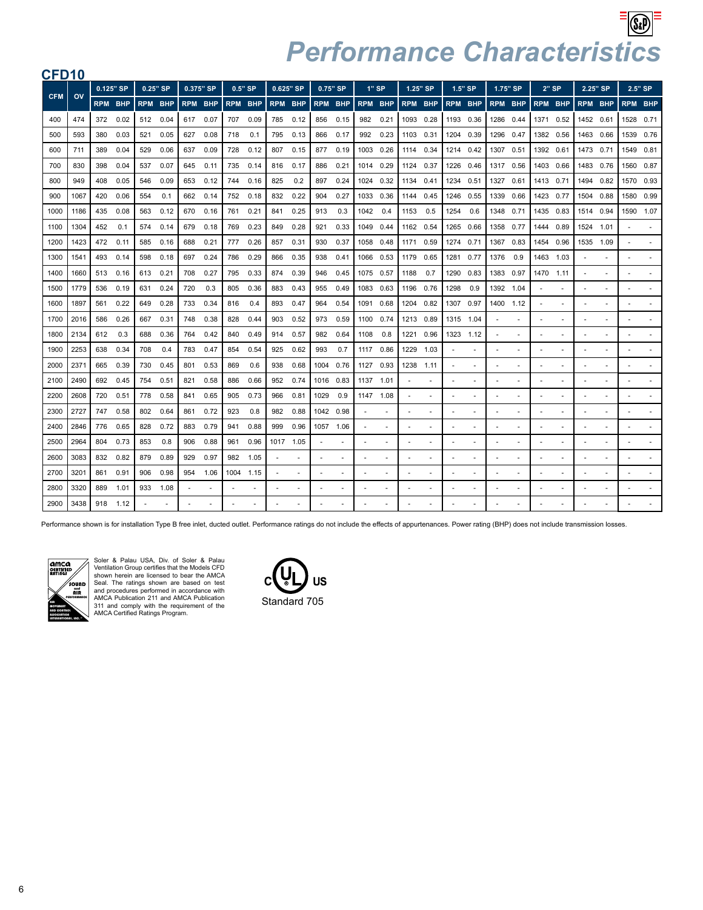# Performance Characteristics

## CFD10

| CFM | OV | 0.125" SP | | 0.25" SP | | 0.375" SP | | 0.5" SP | | 0.625" SP | | 0.75" SP | | 1" SP | | 1.25" SP | | 1.5" SP | | 1.75" SP | | 2" SP | | 2.25" SP | | 2.5" SP | |
|---|---|---|---|---|---|---|---|---|---|---|---|---|---|---|---|---|---|---|---|---|---|---|---|---|---|---|---|
| | | RPM | BHP | RPM | BHP | RPM | BHP | RPM | BHP | RPM | BHP | RPM | BHP | RPM | BHP | RPM | BHP | RPM | BHP | RPM | BHP | RPM | BHP | RPM | BHP | RPM | BHP |
| 400 | 474 | 372 | 0.02 | 512 | 0.04 | 617 | 0.07 | 707 | 0.09 | 785 | 0.12 | 856 | 0.15 | 982 | 0.21 | 1093 | 0.28 | 1193 | 0.36 | 1286 | 0.44 | 1371 | 0.52 | 1452 | 0.61 | 1528 | 0.71 |
| 500 | 593 | 380 | 0.03 | 521 | 0.05 | 627 | 0.08 | 718 | 0.1 | 795 | 0.13 | 866 | 0.17 | 992 | 0.23 | 1103 | 0.31 | 1204 | 0.39 | 1296 | 0.47 | 1382 | 0.56 | 1463 | 0.66 | 1539 | 0.76 |
| 600 | 711 | 389 | 0.04 | 529 | 0.06 | 637 | 0.09 | 728 | 0.12 | 807 | 0.15 | 877 | 0.19 | 1003 | 0.26 | 1114 | 0.34 | 1214 | 0.42 | 1307 | 0.51 | 1392 | 0.61 | 1473 | 0.71 | 1549 | 0.81 |
| 700 | 830 | 398 | 0.04 | 537 | 0.07 | 645 | 0.11 | 735 | 0.14 | 816 | 0.17 | 886 | 0.21 | 1014 | 0.29 | 1124 | 0.37 | 1226 | 0.46 | 1317 | 0.56 | 1403 | 0.66 | 1483 | 0.76 | 1560 | 0.87 |
| 800 | 949 | 408 | 0.05 | 546 | 0.09 | 653 | 0.12 | 744 | 0.16 | 825 | 0.2 | 897 | 0.24 | 1024 | 0.32 | 1134 | 0.41 | 1234 | 0.51 | 1327 | 0.61 | 1413 | 0.71 | 1494 | 0.82 | 1570 | 0.93 |
| 900 | 1067 | 420 | 0.06 | 554 | 0.1 | 662 | 0.14 | 752 | 0.18 | 832 | 0.22 | 904 | 0.27 | 1033 | 0.36 | 1144 | 0.45 | 1246 | 0.55 | 1339 | 0.66 | 1423 | 0.77 | 1504 | 0.88 | 1580 | 0.99 |
| 1000 | 1186 | 435 | 0.08 | 563 | 0.12 | 670 | 0.16 | 761 | 0.21 | 841 | 0.25 | 913 | 0.3 | 1042 | 0.4 | 1153 | 0.5 | 1254 | 0.6 | 1348 | 0.71 | 1435 | 0.83 | 1514 | 0.94 | 1590 | 1.07 |
| 1100 | 1304 | 452 | 0.1 | 574 | 0.14 | 679 | 0.18 | 769 | 0.23 | 849 | 0.28 | 921 | 0.33 | 1049 | 0.44 | 1162 | 0.54 | 1265 | 0.66 | 1358 | 0.77 | 1444 | 0.89 | 1524 | 1.01 | - | - |
| 1200 | 1423 | 472 | 0.11 | 585 | 0.16 | 688 | 0.21 | 777 | 0.26 | 857 | 0.31 | 930 | 0.37 | 1058 | 0.48 | 1171 | 0.59 | 1274 | 0.71 | 1367 | 0.83 | 1454 | 0.96 | 1535 | 1.09 | - | - |
| 1300 | 1541 | 493 | 0.14 | 598 | 0.18 | 697 | 0.24 | 786 | 0.29 | 866 | 0.35 | 938 | 0.41 | 1066 | 0.53 | 1179 | 0.65 | 1281 | 0.77 | 1376 | 0.9 | 1463 | 1.03 | - | - | - | - |
| 1400 | 1660 | 513 | 0.16 | 613 | 0.21 | 708 | 0.27 | 795 | 0.33 | 874 | 0.39 | 946 | 0.45 | 1075 | 0.57 | 1188 | 0.7 | 1290 | 0.83 | 1383 | 0.97 | 1470 | 1.11 | - | - | - | - |
| 1500 | 1779 | 536 | 0.19 | 631 | 0.24 | 720 | 0.3 | 805 | 0.36 | 883 | 0.43 | 955 | 0.49 | 1083 | 0.63 | 1196 | 0.76 | 1298 | 0.9 | 1392 | 1.04 | - | - | - | - | - | - |
| 1600 | 1897 | 561 | 0.22 | 649 | 0.28 | 733 | 0.34 | 816 | 0.4 | 893 | 0.47 | 964 | 0.54 | 1091 | 0.68 | 1204 | 0.82 | 1307 | 0.97 | 1400 | 1.12 | - | - | - | - | - | - |
| 1700 | 2016 | 586 | 0.26 | 667 | 0.31 | 748 | 0.38 | 828 | 0.44 | 903 | 0.52 | 973 | 0.59 | 1100 | 0.74 | 1213 | 0.89 | 1315 | 1.04 | - | - | - | - | - | - | - | - |
| 1800 | 2134 | 612 | 0.3 | 688 | 0.36 | 764 | 0.42 | 840 | 0.49 | 914 | 0.57 | 982 | 0.64 | 1108 | 0.8 | 1221 | 0.96 | 1323 | 1.12 | - | - | - | - | - | - | - | - |
| 1900 | 2253 | 638 | 0.34 | 708 | 0.4 | 783 | 0.47 | 854 | 0.54 | 925 | 0.62 | 993 | 0.7 | 1117 | 0.86 | 1229 | 1.03 | - | - | - | - | - | - | - | - | - | - |
| 2000 | 2371 | 665 | 0.39 | 730 | 0.45 | 801 | 0.53 | 869 | 0.6 | 938 | 0.68 | 1004 | 0.76 | 1127 | 0.93 | 1238 | 1.11 | - | - | - | - | - | - | - | - | - | - |
| 2100 | 2490 | 692 | 0.45 | 754 | 0.51 | 821 | 0.58 | 886 | 0.66 | 952 | 0.74 | 1016 | 0.83 | 1137 | 1.01 | - | - | - | - | - | - | - | - | - | - | - | - |
| 2200 | 2608 | 720 | 0.51 | 778 | 0.58 | 841 | 0.65 | 905 | 0.73 | 966 | 0.81 | 1029 | 0.9 | 1147 | 1.08 | - | - | - | - | - | - | - | - | - | - | - | - |
| 2300 | 2727 | 747 | 0.58 | 802 | 0.64 | 861 | 0.72 | 923 | 0.8 | 982 | 0.88 | 1042 | 0.98 | - | - | - | - | - | - | - | - | - | - | - | - | - | - |
| 2400 | 2846 | 776 | 0.65 | 828 | 0.72 | 883 | 0.79 | 941 | 0.88 | 999 | 0.96 | 1057 | 1.06 | - | - | - | - | - | - | - | - | - | - | - | - | - | - |
| 2500 | 2964 | 804 | 0.73 | 853 | 0.8 | 906 | 0.88 | 961 | 0.96 | 1017 | 1.05 | - | - | - | - | - | - | - | - | - | - | - | - | - | - | - | - |
| 2600 | 3083 | 832 | 0.82 | 879 | 0.89 | 929 | 0.97 | 982 | 1.05 | - | - | - | - | - | - | - | - | - | - | - | - | - | - | - | - | - | - |
| 2700 | 3201 | 861 | 0.91 | 906 | 0.98 | 954 | 1.06 | 1004 | 1.15 | - | - | - | - | - | - | - | - | - | - | - | - | - | - | - | - | - | - |
| 2800 | 3320 | 889 | 1.01 | 933 | 1.08 | - | - | - | - | - | - | - | - | - | - | - | - | - | - | - | - | - | - | - | - | - | - |
| 2900 | 3438 | 918 | 1.12 | - | - | - | - | - | - | - | - | - | - | - | - | - | - | - | - | - | - | - | - | - | - | - | - |

Performance shown is for installation Type B free inlet, ducted outlet. Performance ratings do not include the effects of appurtenances. Power rating (BHP) does not include transmission losses.

Soler & Palau USA, Div. of Soler & Palau Ventilation Group certifies that the Models CFD shown herein are licensed to bear the AMCA Seal. The ratings shown are based on test and procedures performed in accordance with AMCA Publication 211 and AMCA Publication 311 and comply with the requirement of the AMCA Certified Ratings Program.

Standard 705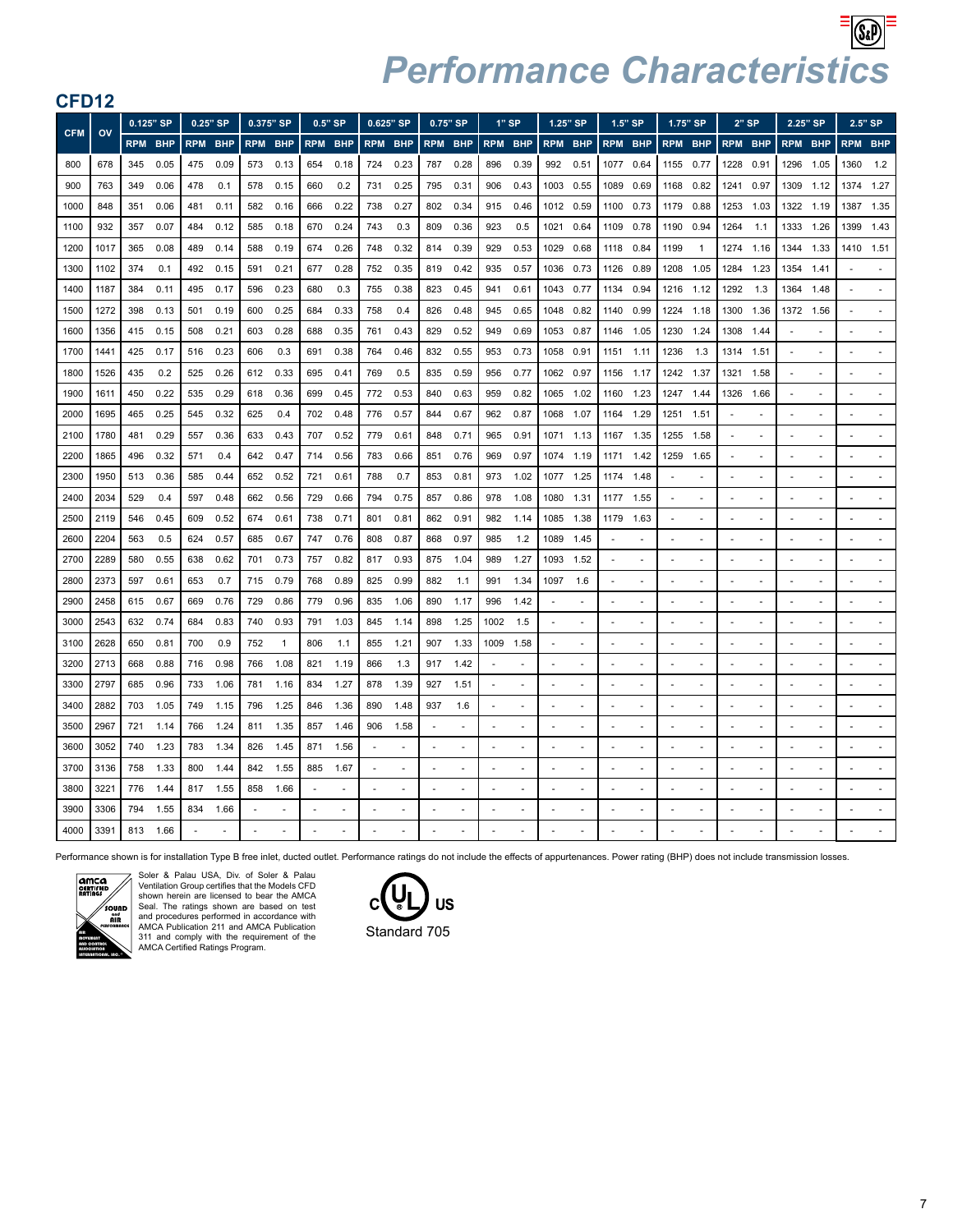# Performance Characteristics

## CFD12

| CFM | OV | 0.125" SP | | 0.25" SP | | 0.375" SP | | 0.5" SP | | 0.625" SP | | 0.75" SP | | 1" SP | | 1.25" SP | | 1.5" SP | | 1.75" SP | | 2" SP | | 2.25" SP | | 2.5" SP | |
|---|---|---|---|---|---|---|---|---|---|---|---|---|---|---|---|---|---|---|---|---|---|---|---|---|---|---|---|
| | | RPM | BHP | RPM | BHP | RPM | BHP | RPM | BHP | RPM | BHP | RPM | BHP | RPM | BHP | RPM | BHP | RPM | BHP | RPM | BHP | RPM | BHP | RPM | BHP | RPM | BHP |
| 800 | 678 | 345 | 0.05 | 475 | 0.09 | 573 | 0.13 | 654 | 0.18 | 724 | 0.23 | 787 | 0.28 | 896 | 0.39 | 992 | 0.51 | 1077 | 0.64 | 1155 | 0.77 | 1228 | 0.91 | 1296 | 1.05 | 1360 | 1.2 |
| 900 | 763 | 349 | 0.06 | 478 | 0.1 | 578 | 0.15 | 660 | 0.2 | 731 | 0.25 | 795 | 0.31 | 906 | 0.43 | 1003 | 0.55 | 1089 | 0.69 | 1168 | 0.82 | 1241 | 0.97 | 1309 | 1.12 | 1374 | 1.27 |
| 1000 | 848 | 351 | 0.06 | 481 | 0.11 | 582 | 0.16 | 666 | 0.22 | 738 | 0.27 | 802 | 0.34 | 915 | 0.46 | 1012 | 0.59 | 1100 | 0.73 | 1179 | 0.88 | 1253 | 1.03 | 1322 | 1.19 | 1387 | 1.35 |
| 1100 | 932 | 357 | 0.07 | 484 | 0.12 | 585 | 0.18 | 670 | 0.24 | 743 | 0.3 | 809 | 0.36 | 923 | 0.5 | 1021 | 0.64 | 1109 | 0.78 | 1190 | 0.94 | 1264 | 1.1 | 1333 | 1.26 | 1399 | 1.43 |
| 1200 | 1017 | 365 | 0.08 | 489 | 0.14 | 588 | 0.19 | 674 | 0.26 | 748 | 0.32 | 814 | 0.39 | 929 | 0.53 | 1029 | 0.68 | 1118 | 0.84 | 1199 | 1 | 1274 | 1.16 | 1344 | 1.33 | 1410 | 1.51 |
| 1300 | 1102 | 374 | 0.1 | 492 | 0.15 | 591 | 0.21 | 677 | 0.28 | 752 | 0.35 | 819 | 0.42 | 935 | 0.57 | 1036 | 0.73 | 1126 | 0.89 | 1208 | 1.05 | 1284 | 1.23 | 1354 | 1.41 | - | - |
| 1400 | 1187 | 384 | 0.11 | 495 | 0.17 | 596 | 0.23 | 680 | 0.3 | 755 | 0.38 | 823 | 0.45 | 941 | 0.61 | 1043 | 0.77 | 1134 | 0.94 | 1216 | 1.12 | 1292 | 1.3 | 1364 | 1.48 | - | - |
| 1500 | 1272 | 398 | 0.13 | 501 | 0.19 | 600 | 0.25 | 684 | 0.33 | 758 | 0.4 | 826 | 0.48 | 945 | 0.65 | 1048 | 0.82 | 1140 | 0.99 | 1224 | 1.18 | 1300 | 1.36 | 1372 | 1.56 | - | - |
| 1600 | 1356 | 415 | 0.15 | 508 | 0.21 | 603 | 0.28 | 688 | 0.35 | 761 | 0.43 | 829 | 0.52 | 949 | 0.69 | 1053 | 0.87 | 1146 | 1.05 | 1230 | 1.24 | 1308 | 1.44 | - | - | - | - |
| 1700 | 1441 | 425 | 0.17 | 516 | 0.23 | 606 | 0.3 | 691 | 0.38 | 764 | 0.46 | 832 | 0.55 | 953 | 0.73 | 1058 | 0.91 | 1151 | 1.11 | 1236 | 1.3 | 1314 | 1.51 | - | - | - | - |
| 1800 | 1526 | 435 | 0.2 | 525 | 0.26 | 612 | 0.33 | 695 | 0.41 | 769 | 0.5 | 835 | 0.59 | 956 | 0.77 | 1062 | 0.97 | 1156 | 1.17 | 1242 | 1.37 | 1321 | 1.58 | - | - | - | - |
| 1900 | 1611 | 450 | 0.22 | 535 | 0.29 | 618 | 0.36 | 699 | 0.45 | 772 | 0.53 | 840 | 0.63 | 959 | 0.82 | 1065 | 1.02 | 1160 | 1.23 | 1247 | 1.44 | 1326 | 1.66 | - | - | - | - |
| 2000 | 1695 | 465 | 0.25 | 545 | 0.32 | 625 | 0.4 | 702 | 0.48 | 776 | 0.57 | 844 | 0.67 | 962 | 0.87 | 1068 | 1.07 | 1164 | 1.29 | 1251 | 1.51 | - | - | - | - | - | - |
| 2100 | 1780 | 481 | 0.29 | 557 | 0.36 | 633 | 0.43 | 707 | 0.52 | 779 | 0.61 | 848 | 0.71 | 965 | 0.91 | 1071 | 1.13 | 1167 | 1.35 | 1255 | 1.58 | - | - | - | - | - | - |
| 2200 | 1865 | 496 | 0.32 | 571 | 0.4 | 642 | 0.47 | 714 | 0.56 | 783 | 0.66 | 851 | 0.76 | 969 | 0.97 | 1074 | 1.19 | 1171 | 1.42 | 1259 | 1.65 | - | - | - | - | - | - |
| 2300 | 1950 | 513 | 0.36 | 585 | 0.44 | 652 | 0.52 | 721 | 0.61 | 788 | 0.7 | 853 | 0.81 | 973 | 1.02 | 1077 | 1.25 | 1174 | 1.48 | - | - | - | - | - | - | - | - |
| 2400 | 2034 | 529 | 0.4 | 597 | 0.48 | 662 | 0.56 | 729 | 0.66 | 794 | 0.75 | 857 | 0.86 | 978 | 1.08 | 1080 | 1.31 | 1177 | 1.55 | - | - | - | - | - | - | - | - |
| 2500 | 2119 | 546 | 0.45 | 609 | 0.52 | 674 | 0.61 | 738 | 0.71 | 801 | 0.81 | 862 | 0.91 | 982 | 1.14 | 1085 | 1.38 | 1179 | 1.63 | - | - | - | - | - | - | - | - |
| 2600 | 2204 | 563 | 0.5 | 624 | 0.57 | 685 | 0.67 | 747 | 0.76 | 808 | 0.87 | 868 | 0.97 | 985 | 1.2 | 1089 | 1.45 | - | - | - | - | - | - | - | - | - | - |
| 2700 | 2289 | 580 | 0.55 | 638 | 0.62 | 701 | 0.73 | 757 | 0.82 | 817 | 0.93 | 875 | 1.04 | 989 | 1.27 | 1093 | 1.52 | - | - | - | - | - | - | - | - | - | - |
| 2800 | 2373 | 597 | 0.61 | 653 | 0.7 | 715 | 0.79 | 768 | 0.89 | 825 | 0.99 | 882 | 1.1 | 991 | 1.34 | 1097 | 1.6 | - | - | - | - | - | - | - | - | - | - |
| 2900 | 2458 | 615 | 0.67 | 669 | 0.76 | 729 | 0.86 | 779 | 0.96 | 835 | 1.06 | 890 | 1.17 | 996 | 1.42 | - | - | - | - | - | - | - | - | - | - | - | - |
| 3000 | 2543 | 632 | 0.74 | 684 | 0.83 | 740 | 0.93 | 791 | 1.03 | 845 | 1.14 | 898 | 1.25 | 1002 | 1.5 | - | - | - | - | - | - | - | - | - | - | - | - |
| 3100 | 2628 | 650 | 0.81 | 700 | 0.9 | 752 | 1 | 806 | 1.1 | 855 | 1.21 | 907 | 1.33 | 1009 | 1.58 | - | - | - | - | - | - | - | - | - | - | - | - |
| 3200 | 2713 | 668 | 0.88 | 716 | 0.98 | 766 | 1.08 | 821 | 1.19 | 866 | 1.3 | 917 | 1.42 | - | - | - | - | - | - | - | - | - | - | - | - | - | - |
| 3300 | 2797 | 685 | 0.96 | 733 | 1.06 | 781 | 1.16 | 834 | 1.27 | 878 | 1.39 | 927 | 1.51 | - | - | - | - | - | - | - | - | - | - | - | - | - | - |
| 3400 | 2882 | 703 | 1.05 | 749 | 1.15 | 796 | 1.25 | 846 | 1.36 | 890 | 1.48 | 937 | 1.6 | - | - | - | - | - | - | - | - | - | - | - | - | - | - |
| 3500 | 2967 | 721 | 1.14 | 766 | 1.24 | 811 | 1.35 | 857 | 1.46 | 906 | 1.58 | - | - | - | - | - | - | - | - | - | - | - | - | - | - | - | - |
| 3600 | 3052 | 740 | 1.23 | 783 | 1.34 | 826 | 1.45 | 871 | 1.56 | - | - | - | - | - | - | - | - | - | - | - | - | - | - | - | - | - | - |
| 3700 | 3136 | 758 | 1.33 | 800 | 1.44 | 842 | 1.55 | 885 | 1.67 | - | - | - | - | - | - | - | - | - | - | - | - | - | - | - | - | - | - |
| 3800 | 3221 | 776 | 1.44 | 817 | 1.55 | 858 | 1.66 | - | - | - | - | - | - | - | - | - | - | - | - | - | - | - | - | - | - | - | - |
| 3900 | 3306 | 794 | 1.55 | 834 | 1.66 | - | - | - | - | - | - | - | - | - | - | - | - | - | - | - | - | - | - | - | - | - | - |
| 4000 | 3391 | 813 | 1.66 | - | - | - | - | - | - | - | - | - | - | - | - | - | - | - | - | - | - | - | - | - | - | - | - |

Performance shown is for installation Type B free inlet, ducted outlet. Performance ratings do not include the effects of appurtenances. Power rating (BHP) does not include transmission losses.

Soler & Palau USA, Div. of Soler & Palau Ventilation Group certifies that the Models CFD shown herein are licensed to bear the AMCA Seal. The ratings shown are based on test and procedures performed in accordance with AMCA Publication 211 and AMCA Publication 311 and comply with the requirement of the AMCA Certified Ratings Program.

Standard 705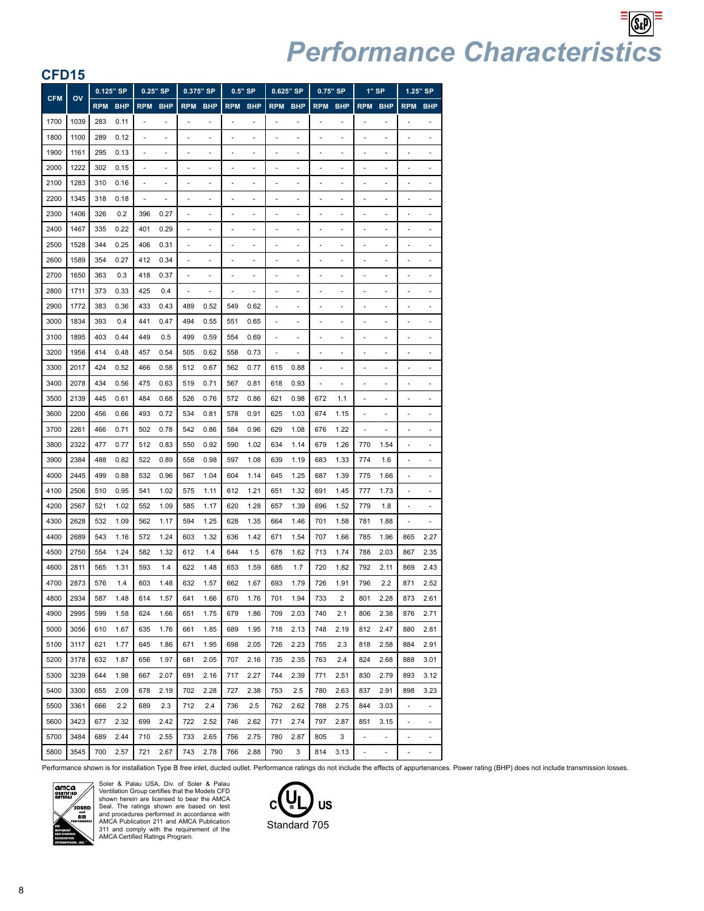# Performance Characteristics

## CFD15

| CFM | OV | 0.125" SP | | 0.25" SP | | 0.375" SP | | 0.5" SP | | 0.625" SP | | 0.75" SP | | 1" SP | | 1.25" SP | |
|---|---|---|---|---|---|---|---|---|---|---|---|---|---|---|---|---|---|
| | | RPM | BHP | RPM | BHP | RPM | BHP | RPM | BHP | RPM | BHP | RPM | BHP | RPM | BHP | RPM | BHP |
| 1700 | 1039 | 283 | 0.11 | - | - | - | - | - | - | - | - | - | - | - | - | - | - |
| 1800 | 1100 | 289 | 0.12 | - | - | - | - | - | - | - | - | - | - | - | - | - | - |
| 1900 | 1161 | 295 | 0.13 | - | - | - | - | - | - | - | - | - | - | - | - | - | - |
| 2000 | 1222 | 302 | 0.15 | - | - | - | - | - | - | - | - | - | - | - | - | - | - |
| 2100 | 1283 | 310 | 0.16 | - | - | - | - | - | - | - | - | - | - | - | - | - | - |
| 2200 | 1345 | 318 | 0.18 | - | - | - | - | - | - | - | - | - | - | - | - | - | - |
| 2300 | 1406 | 326 | 0.2 | 396 | 0.27 | - | - | - | - | - | - | - | - | - | - | - | - |
| 2400 | 1467 | 335 | 0.22 | 401 | 0.29 | - | - | - | - | - | - | - | - | - | - | - | - |
| 2500 | 1528 | 344 | 0.25 | 406 | 0.31 | - | - | - | - | - | - | - | - | - | - | - | - |
| 2600 | 1589 | 354 | 0.27 | 412 | 0.34 | - | - | - | - | - | - | - | - | - | - | - | - |
| 2700 | 1650 | 363 | 0.3 | 418 | 0.37 | - | - | - | - | - | - | - | - | - | - | - | - |
| 2800 | 1711 | 373 | 0.33 | 425 | 0.4 | - | - | - | - | - | - | - | - | - | - | - | - |
| 2900 | 1772 | 383 | 0.36 | 433 | 0.43 | 489 | 0.52 | 549 | 0.62 | - | - | - | - | - | - | - | - |
| 3000 | 1834 | 393 | 0.4 | 441 | 0.47 | 494 | 0.55 | 551 | 0.65 | - | - | - | - | - | - | - | - |
| 3100 | 1895 | 403 | 0.44 | 449 | 0.5 | 499 | 0.59 | 554 | 0.69 | - | - | - | - | - | - | - | - |
| 3200 | 1956 | 414 | 0.48 | 457 | 0.54 | 505 | 0.62 | 558 | 0.73 | - | - | - | - | - | - | - | - |
| 3300 | 2017 | 424 | 0.52 | 466 | 0.58 | 512 | 0.67 | 562 | 0.77 | 615 | 0.88 | - | - | - | - | - | - |
| 3400 | 2078 | 434 | 0.56 | 475 | 0.63 | 519 | 0.71 | 567 | 0.81 | 618 | 0.93 | - | - | - | - | - | - |
| 3500 | 2139 | 445 | 0.61 | 484 | 0.68 | 526 | 0.76 | 572 | 0.86 | 621 | 0.98 | 672 | 1.1 | - | - | - | - |
| 3600 | 2200 | 456 | 0.66 | 493 | 0.72 | 534 | 0.81 | 578 | 0.91 | 625 | 1.03 | 674 | 1.15 | - | - | - | - |
| 3700 | 2261 | 466 | 0.71 | 502 | 0.78 | 542 | 0.86 | 584 | 0.96 | 629 | 1.08 | 676 | 1.22 | - | - | - | - |
| 3800 | 2322 | 477 | 0.77 | 512 | 0.83 | 550 | 0.92 | 590 | 1.02 | 634 | 1.14 | 679 | 1.26 | 770 | 1.54 | - | - |
| 3900 | 2384 | 488 | 0.82 | 522 | 0.89 | 558 | 0.98 | 597 | 1.08 | 639 | 1.19 | 683 | 1.33 | 774 | 1.6 | - | - |
| 4000 | 2445 | 499 | 0.88 | 532 | 0.96 | 567 | 1.04 | 604 | 1.14 | 645 | 1.25 | 687 | 1.39 | 775 | 1.66 | - | - |
| 4100 | 2506 | 510 | 0.95 | 541 | 1.02 | 575 | 1.11 | 612 | 1.21 | 651 | 1.32 | 691 | 1.45 | 777 | 1.73 | - | - |
| 4200 | 2567 | 521 | 1.02 | 552 | 1.09 | 585 | 1.17 | 620 | 1.28 | 657 | 1.39 | 696 | 1.52 | 779 | 1.8 | - | - |
| 4300 | 2628 | 532 | 1.09 | 562 | 1.17 | 594 | 1.25 | 628 | 1.35 | 664 | 1.46 | 701 | 1.58 | 781 | 1.88 | - | - |
| 4400 | 2689 | 543 | 1.16 | 572 | 1.24 | 603 | 1.32 | 636 | 1.42 | 671 | 1.54 | 707 | 1.66 | 785 | 1.96 | 865 | 2.27 |
| 4500 | 2750 | 554 | 1.24 | 582 | 1.32 | 612 | 1.4 | 644 | 1.5 | 678 | 1.62 | 713 | 1.74 | 788 | 2.03 | 867 | 2.35 |
| 4600 | 2811 | 565 | 1.31 | 593 | 1.4 | 622 | 1.48 | 653 | 1.59 | 685 | 1.7 | 720 | 1.82 | 792 | 2.11 | 869 | 2.43 |
| 4700 | 2873 | 576 | 1.4 | 603 | 1.48 | 632 | 1.57 | 662 | 1.67 | 693 | 1.79 | 726 | 1.91 | 796 | 2.2 | 871 | 2.52 |
| 4800 | 2934 | 587 | 1.48 | 614 | 1.57 | 641 | 1.66 | 670 | 1.76 | 701 | 1.94 | 733 | 2 | 801 | 2.28 | 873 | 2.61 |
| 4900 | 2995 | 599 | 1.58 | 624 | 1.66 | 651 | 1.75 | 679 | 1.86 | 709 | 2.03 | 740 | 2.1 | 806 | 2.38 | 876 | 2.71 |
| 5000 | 3056 | 610 | 1.67 | 635 | 1.76 | 661 | 1.85 | 689 | 1.95 | 718 | 2.13 | 748 | 2.19 | 812 | 2.47 | 880 | 2.81 |
| 5100 | 3117 | 621 | 1.77 | 645 | 1.86 | 671 | 1.95 | 698 | 2.05 | 726 | 2.23 | 755 | 2.3 | 818 | 2.58 | 884 | 2.91 |
| 5200 | 3178 | 632 | 1.87 | 656 | 1.97 | 681 | 2.05 | 707 | 2.16 | 735 | 2.35 | 763 | 2.4 | 824 | 2.68 | 888 | 3.01 |
| 5300 | 3239 | 644 | 1.98 | 667 | 2.07 | 691 | 2.16 | 717 | 2.27 | 744 | 2.39 | 771 | 2.51 | 830 | 2.79 | 893 | 3.12 |
| 5400 | 3300 | 655 | 2.09 | 678 | 2.19 | 702 | 2.28 | 727 | 2.38 | 753 | 2.5 | 780 | 2.63 | 837 | 2.91 | 898 | 3.23 |
| 5500 | 3361 | 666 | 2.2 | 689 | 2.3 | 712 | 2.4 | 736 | 2.5 | 762 | 2.62 | 788 | 2.75 | 844 | 3.03 | - | - |
| 5600 | 3423 | 677 | 2.32 | 699 | 2.42 | 722 | 2.52 | 746 | 2.62 | 771 | 2.74 | 797 | 2.87 | 851 | 3.15 | - | - |
| 5700 | 3484 | 689 | 2.44 | 710 | 2.55 | 733 | 2.65 | 756 | 2.75 | 780 | 2.87 | 805 | 3 | - | - | - | - |
| 5800 | 3545 | 700 | 2.57 | 721 | 2.67 | 743 | 2.78 | 766 | 2.88 | 790 | 3 | 814 | 3.13 | - | - | - | - |

Performance shown is for installation Type B free inlet, ducted outlet. Performance ratings do not include the effects of appurtenances. Power rating (BHP) does not include transmission losses.

Soler & Palau USA, Div. of Soler & Palau Ventilation Group certifies that the Models CFD shown herein are licensed to bear the AMCA Seal. The ratings shown are based on test and procedures performed in accordance with AMCA Publication 211 and AMCA Publication 311 and comply with the requirement of the AMCA Certified Ratings Program.

Standard 705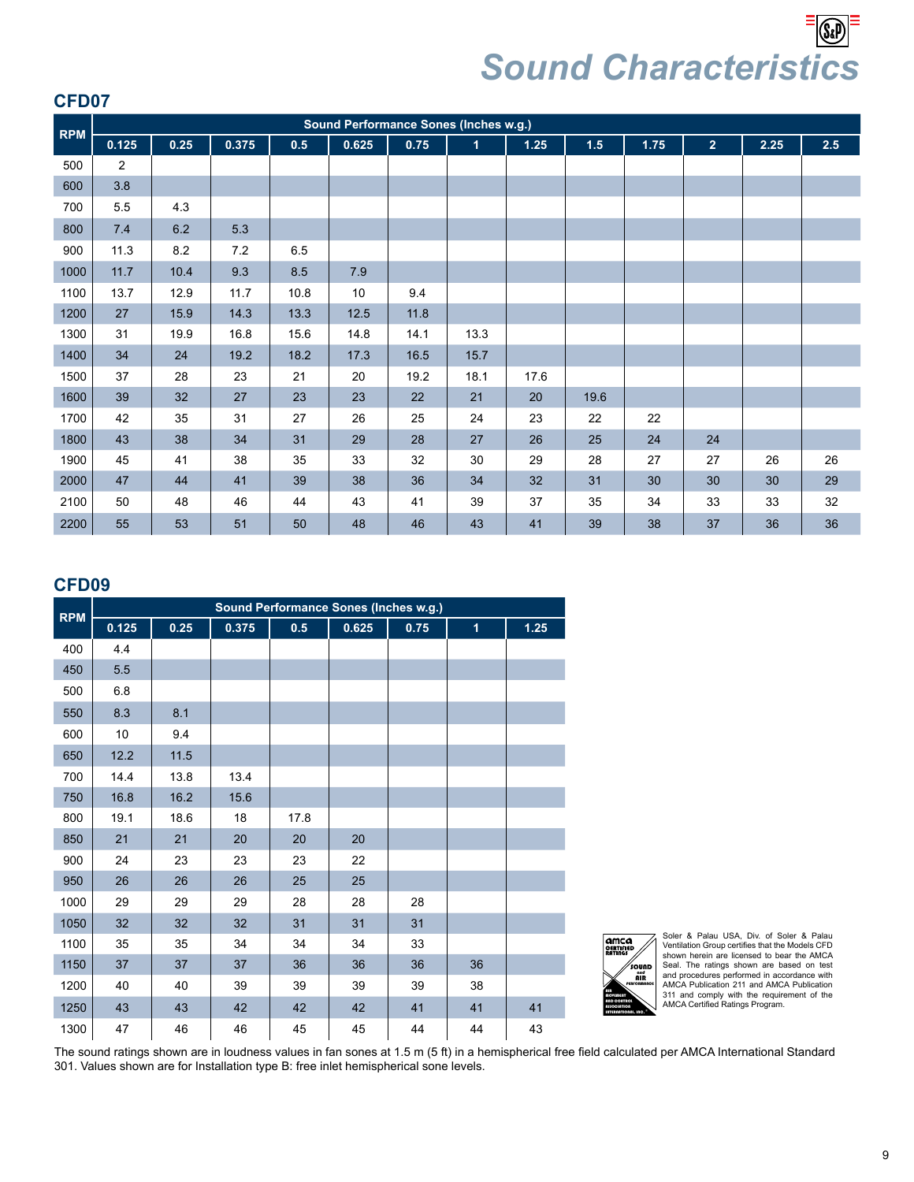# Sound Characteristics

## CFD07

| RPM | Sound Performance Sones (Inches w.g.) | | | | | | | | | | | | |
|---|---|---|---|---|---|---|---|---|---|---|---|---|---|
| | 0.125 | 0.25 | 0.375 | 0.5 | 0.625 | 0.75 | 1 | 1.25 | 1.5 | 1.75 | 2 | 2.25 | 2.5 |
| 500 | 2 | | | | | | | | | | | | |
| 600 | 3.8 | | | | | | | | | | | | |
| 700 | 5.5 | 4.3 | | | | | | | | | | | |
| 800 | 7.4 | 6.2 | 5.3 | | | | | | | | | | |
| 900 | 11.3 | 8.2 | 7.2 | 6.5 | | | | | | | | | |
| 1000 | 11.7 | 10.4 | 9.3 | 8.5 | 7.9 | | | | | | | | |
| 1100 | 13.7 | 12.9 | 11.7 | 10.8 | 10 | 9.4 | | | | | | | |
| 1200 | 27 | 15.9 | 14.3 | 13.3 | 12.5 | 11.8 | | | | | | | |
| 1300 | 31 | 19.9 | 16.8 | 15.6 | 14.8 | 14.1 | 13.3 | | | | | | |
| 1400 | 34 | 24 | 19.2 | 18.2 | 17.3 | 16.5 | 15.7 | | | | | | |
| 1500 | 37 | 28 | 23 | 21 | 20 | 19.2 | 18.1 | 17.6 | | | | | |
| 1600 | 39 | 32 | 27 | 23 | 23 | 22 | 21 | 20 | 19.6 | | | | |
| 1700 | 42 | 35 | 31 | 27 | 26 | 25 | 24 | 23 | 22 | 22 | | | |
| 1800 | 43 | 38 | 34 | 31 | 29 | 28 | 27 | 26 | 25 | 24 | 24 | | |
| 1900 | 45 | 41 | 38 | 35 | 33 | 32 | 30 | 29 | 28 | 27 | 27 | 26 | 26 |
| 2000 | 47 | 44 | 41 | 39 | 38 | 36 | 34 | 32 | 31 | 30 | 30 | 30 | 29 |
| 2100 | 50 | 48 | 46 | 44 | 43 | 41 | 39 | 37 | 35 | 34 | 33 | 33 | 32 |
| 2200 | 55 | 53 | 51 | 50 | 48 | 46 | 43 | 41 | 39 | 38 | 37 | 36 | 36 |

## CFD09

| RPM | Sound Performance Sones (Inches w.g.) | | | | | | | |
|---|---|---|---|---|---|---|---|---|
| | 0.125 | 0.25 | 0.375 | 0.5 | 0.625 | 0.75 | 1 | 1.25 |
| 400 | 4.4 | | | | | | | |
| 450 | 5.5 | | | | | | | |
| 500 | 6.8 | | | | | | | |
| 550 | 8.3 | 8.1 | | | | | | |
| 600 | 10 | 9.4 | | | | | | |
| 650 | 12.2 | 11.5 | | | | | | |
| 700 | 14.4 | 13.8 | 13.4 | | | | | |
| 750 | 16.8 | 16.2 | 15.6 | | | | | |
| 800 | 19.1 | 18.6 | 18 | 17.8 | | | | |
| 850 | 21 | 21 | 20 | 20 | 20 | | | |
| 900 | 24 | 23 | 23 | 23 | 22 | | | |
| 950 | 26 | 26 | 26 | 25 | 25 | | | |
| 1000 | 29 | 29 | 29 | 28 | 28 | 28 | | |
| 1050 | 32 | 32 | 32 | 31 | 31 | 31 | | |
| 1100 | 35 | 35 | 34 | 34 | 34 | 33 | | |
| 1150 | 37 | 37 | 37 | 36 | 36 | 36 | 36 | |
| 1200 | 40 | 40 | 39 | 39 | 39 | 39 | 38 | |
| 1250 | 43 | 43 | 42 | 42 | 42 | 41 | 41 | 41 |
| 1300 | 47 | 46 | 46 | 45 | 45 | 44 | 44 | 43 |

Soler & Palau USA, Div. of Soler & Palau Ventilation Group certifies that the Models CFD shown herein are licensed to bear the AMCA Seal. The ratings shown are based on test and procedures performed in accordance with AMCA Publication 211 and AMCA Publication 311 and comply with the requirement of the AMCA Certified Ratings Program.

The sound ratings shown are in loudness values in fan sones at 1.5 m (5 ft) in a hemispherical free field calculated per AMCA International Standard 301. Values shown are for Installation type B: free inlet hemispherical sone levels.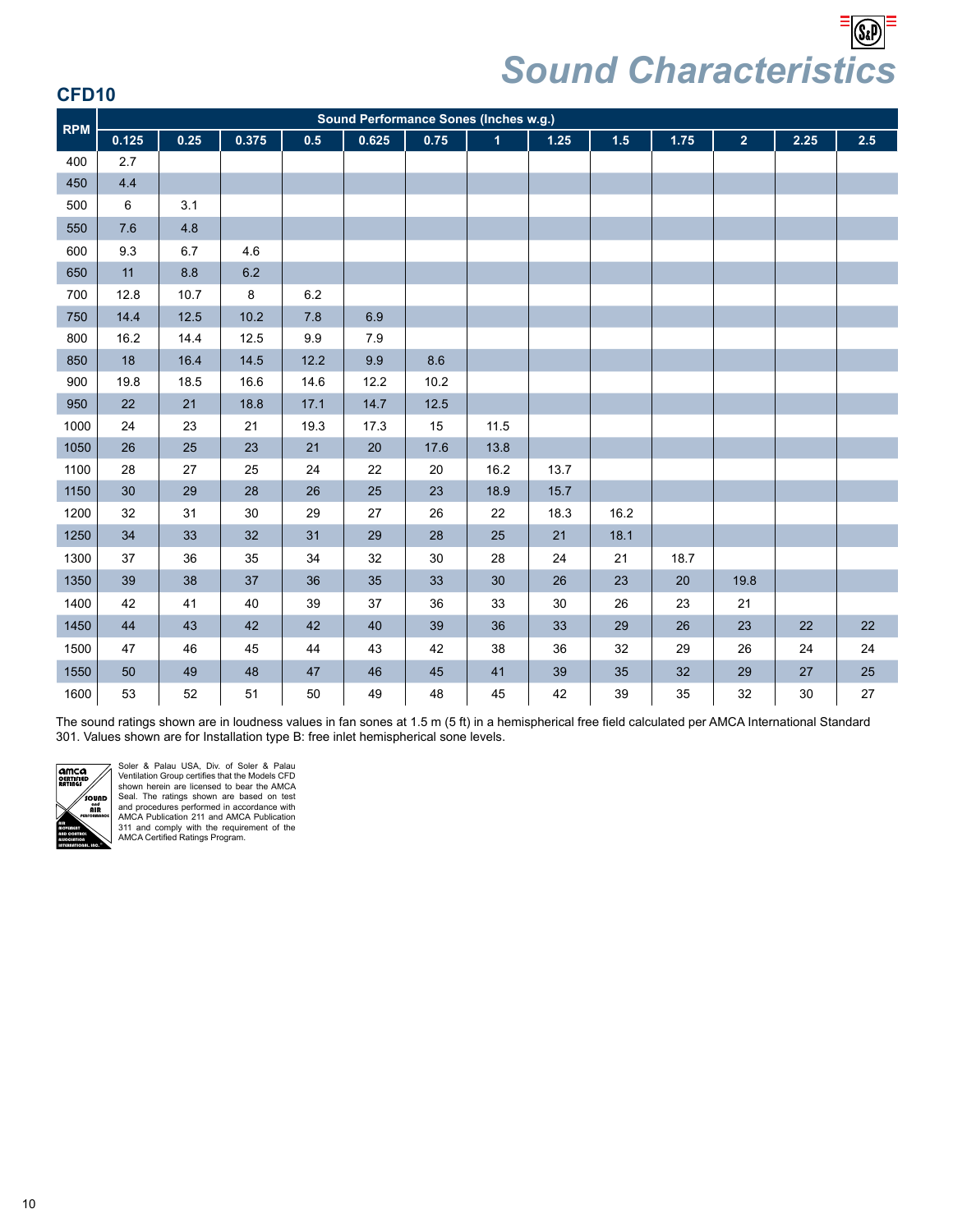# Sound Characteristics

## CFD10

| RPM | Sound Performance Sones (Inches w.g.) | | | | | | | | | | | |
|---|---|---|---|---|---|---|---|---|---|---|---|---|
| | 0.125 | 0.25 | 0.375 | 0.5 | 0.625 | 0.75 | 1 | 1.25 | 1.5 | 1.75 | 2 | 2.25 | 2.5 |
| 400 | 2.7 | | | | | | | | | | | | |
| 450 | 4.4 | | | | | | | | | | | | |
| 500 | 6 | 3.1 | | | | | | | | | | | |
| 550 | 7.6 | 4.8 | | | | | | | | | | | |
| 600 | 9.3 | 6.7 | 4.6 | | | | | | | | | | |
| 650 | 11 | 8.8 | 6.2 | | | | | | | | | | |
| 700 | 12.8 | 10.7 | 8 | 6.2 | | | | | | | | | |
| 750 | 14.4 | 12.5 | 10.2 | 7.8 | 6.9 | | | | | | | | |
| 800 | 16.2 | 14.4 | 12.5 | 9.9 | 7.9 | | | | | | | | |
| 850 | 18 | 16.4 | 14.5 | 12.2 | 9.9 | 8.6 | | | | | | | |
| 900 | 19.8 | 18.5 | 16.6 | 14.6 | 12.2 | 10.2 | | | | | | | |
| 950 | 22 | 21 | 18.8 | 17.1 | 14.7 | 12.5 | | | | | | | |
| 1000 | 24 | 23 | 21 | 19.3 | 17.3 | 15 | 11.5 | | | | | | |
| 1050 | 26 | 25 | 23 | 21 | 20 | 17.6 | 13.8 | | | | | | |
| 1100 | 28 | 27 | 25 | 24 | 22 | 20 | 16.2 | 13.7 | | | | | |
| 1150 | 30 | 29 | 28 | 26 | 25 | 23 | 18.9 | 15.7 | | | | | |
| 1200 | 32 | 31 | 30 | 29 | 27 | 26 | 22 | 18.3 | 16.2 | | | | |
| 1250 | 34 | 33 | 32 | 31 | 29 | 28 | 25 | 21 | 18.1 | | | | |
| 1300 | 37 | 36 | 35 | 34 | 32 | 30 | 28 | 24 | 21 | 18.7 | | | |
| 1350 | 39 | 38 | 37 | 36 | 35 | 33 | 30 | 26 | 23 | 20 | 19.8 | | |
| 1400 | 42 | 41 | 40 | 39 | 37 | 36 | 33 | 30 | 26 | 23 | 21 | | |
| 1450 | 44 | 43 | 42 | 42 | 40 | 39 | 36 | 33 | 29 | 26 | 23 | 22 | 22 |
| 1500 | 47 | 46 | 45 | 44 | 43 | 42 | 38 | 36 | 32 | 29 | 26 | 24 | 24 |
| 1550 | 50 | 49 | 48 | 47 | 46 | 45 | 41 | 39 | 35 | 32 | 29 | 27 | 25 |
| 1600 | 53 | 52 | 51 | 50 | 49 | 48 | 45 | 42 | 39 | 35 | 32 | 30 | 27 |

The sound ratings shown are in loudness values in fan sones at 1.5 m (5 ft) in a hemispherical free field calculated per AMCA International Standard 301. Values shown are for Installation type B: free inlet hemispherical sone levels.

Soler & Palau USA, Div. of Soler & Palau Ventilation Group certifies that the Models CFD shown herein are licensed to bear the AMCA Seal. The ratings shown are based on test and procedures performed in accordance with AMCA Publication 211 and AMCA Publication 311 and comply with the requirement of the AMCA Certified Ratings Program.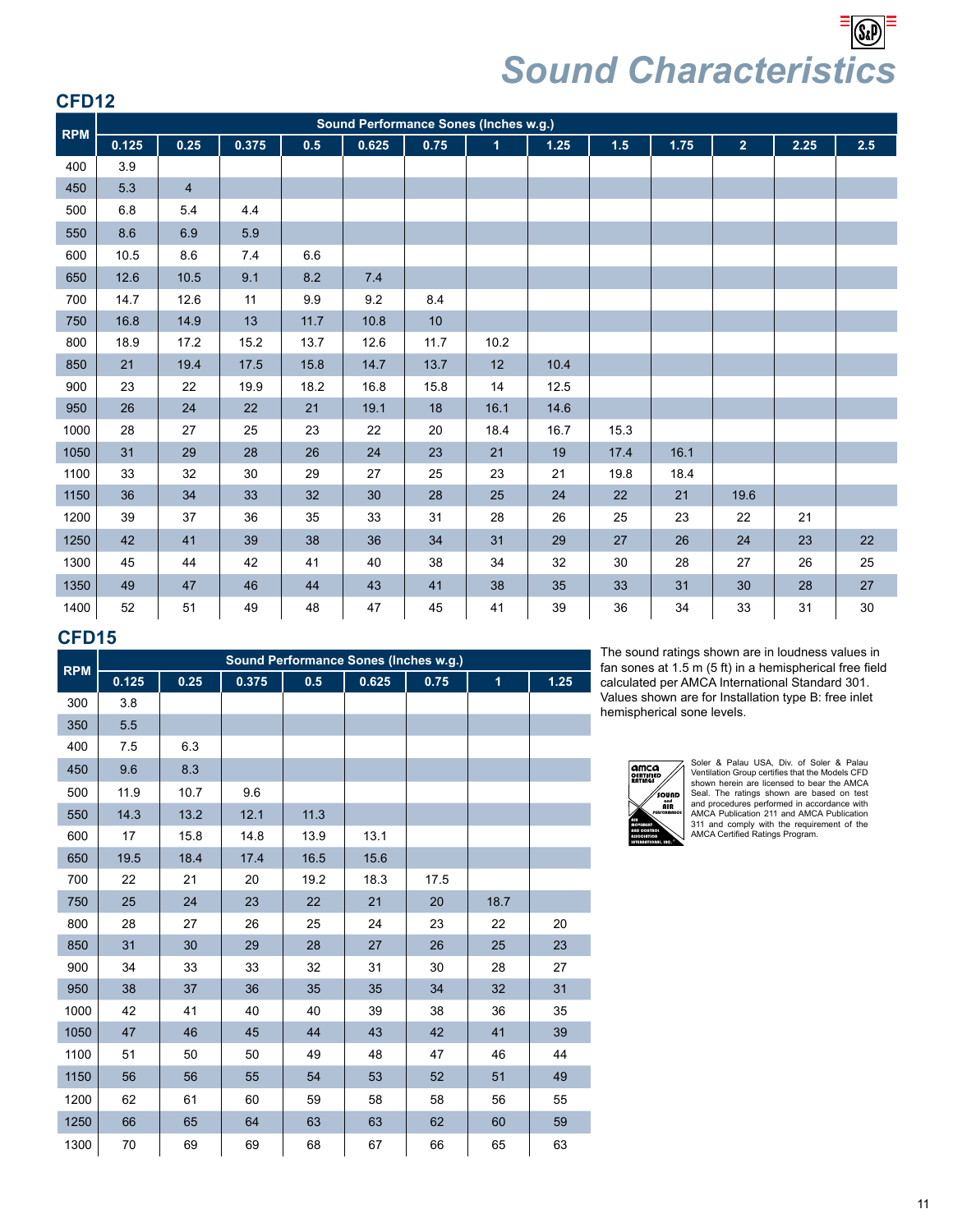# Sound Characteristics

## CFD12

| RPM | Sound Performance Sones (Inches w.g.) | | | | | | | | | | | | |
|---|---|---|---|---|---|---|---|---|---|---|---|---|---|
| | 0.125 | 0.25 | 0.375 | 0.5 | 0.625 | 0.75 | 1 | 1.25 | 1.5 | 1.75 | 2 | 2.25 | 2.5 |
| 400 | 3.9 | | | | | | | | | | | | |
| 450 | 5.3 | 4 | | | | | | | | | | | |
| 500 | 6.8 | 5.4 | 4.4 | | | | | | | | | | |
| 550 | 8.6 | 6.9 | 5.9 | | | | | | | | | | |
| 600 | 10.5 | 8.6 | 7.4 | 6.6 | | | | | | | | | |
| 650 | 12.6 | 10.5 | 9.1 | 8.2 | 7.4 | | | | | | | | |
| 700 | 14.7 | 12.6 | 11 | 9.9 | 9.2 | 8.4 | | | | | | | |
| 750 | 16.8 | 14.9 | 13 | 11.7 | 10.8 | 10 | | | | | | | |
| 800 | 18.9 | 17.2 | 15.2 | 13.7 | 12.6 | 11.7 | 10.2 | | | | | | |
| 850 | 21 | 19.4 | 17.5 | 15.8 | 14.7 | 13.7 | 12 | 10.4 | | | | | |
| 900 | 23 | 22 | 19.9 | 18.2 | 16.8 | 15.8 | 14 | 12.5 | | | | | |
| 950 | 26 | 24 | 22 | 21 | 19.1 | 18 | 16.1 | 14.6 | | | | | |
| 1000 | 28 | 27 | 25 | 23 | 22 | 20 | 18.4 | 16.7 | 15.3 | | | | |
| 1050 | 31 | 29 | 28 | 26 | 24 | 23 | 21 | 19 | 17.4 | 16.1 | | | |
| 1100 | 33 | 32 | 30 | 29 | 27 | 25 | 23 | 21 | 19.8 | 18.4 | | | |
| 1150 | 36 | 34 | 33 | 32 | 30 | 28 | 25 | 24 | 22 | 21 | 19.6 | | |
| 1200 | 39 | 37 | 36 | 35 | 33 | 31 | 28 | 26 | 25 | 23 | 22 | 21 | |
| 1250 | 42 | 41 | 39 | 38 | 36 | 34 | 31 | 29 | 27 | 26 | 24 | 23 | 22 |
| 1300 | 45 | 44 | 42 | 41 | 40 | 38 | 34 | 32 | 30 | 28 | 27 | 26 | 25 |
| 1350 | 49 | 47 | 46 | 44 | 43 | 41 | 38 | 35 | 33 | 31 | 30 | 28 | 27 |
| 1400 | 52 | 51 | 49 | 48 | 47 | 45 | 41 | 39 | 36 | 34 | 33 | 31 | 30 |

## CFD15

| RPM | Sound Performance Sones (Inches w.g.) | | | | | | | |
|---|---|---|---|---|---|---|---|---|
| | 0.125 | 0.25 | 0.375 | 0.5 | 0.625 | 0.75 | 1 | 1.25 |
| 300 | 3.8 | | | | | | | |
| 350 | 5.5 | | | | | | | |
| 400 | 7.5 | 6.3 | | | | | | |
| 450 | 9.6 | 8.3 | | | | | | |
| 500 | 11.9 | 10.7 | 9.6 | | | | | |
| 550 | 14.3 | 13.2 | 12.1 | 11.3 | | | | |
| 600 | 17 | 15.8 | 14.8 | 13.9 | 13.1 | | | |
| 650 | 19.5 | 18.4 | 17.4 | 16.5 | 15.6 | | | |
| 700 | 22 | 21 | 20 | 19.2 | 18.3 | 17.5 | | |
| 750 | 25 | 24 | 23 | 22 | 21 | 20 | 18.7 | |
| 800 | 28 | 27 | 26 | 25 | 24 | 23 | 22 | 20 |
| 850 | 31 | 30 | 29 | 28 | 27 | 26 | 25 | 23 |
| 900 | 34 | 33 | 33 | 32 | 31 | 30 | 28 | 27 |
| 950 | 38 | 37 | 36 | 35 | 35 | 34 | 32 | 31 |
| 1000 | 42 | 41 | 40 | 40 | 39 | 38 | 36 | 35 |
| 1050 | 47 | 46 | 45 | 44 | 43 | 42 | 41 | 39 |
| 1100 | 51 | 50 | 50 | 49 | 48 | 47 | 46 | 44 |
| 1150 | 56 | 56 | 55 | 54 | 53 | 52 | 51 | 49 |
| 1200 | 62 | 61 | 60 | 59 | 58 | 58 | 56 | 55 |
| 1250 | 66 | 65 | 64 | 63 | 63 | 62 | 60 | 59 |
| 1300 | 70 | 69 | 69 | 68 | 67 | 66 | 65 | 63 |

The sound ratings shown are in loudness values in fan sones at 1.5 m (5 ft) in a hemispherical free field calculated per AMCA International Standard 301. Values shown are for Installation type B: free inlet hemispherical sone levels.

Soler & Palau USA, Div. of Soler & Palau Ventilation Group certifies that the Models CFD shown herein are licensed to bear the AMCA Seal. The ratings shown are based on test and procedures performed in accordance with AMCA Publication 211 and AMCA Publication 311 and comply with the requirement of the AMCA Certified Ratings Program.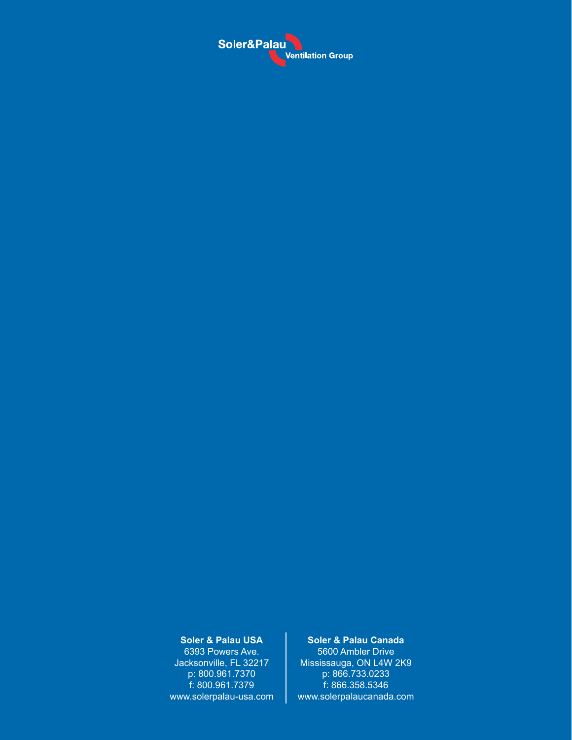Soler&Palau
Ventilation Group

**Soler & Palau USA**
6393 Powers Ave.
Jacksonville, FL 32217
p: 800.961.7370
f: 800.961.7379
www.solerpalau-usa.com

**Soler & Palau Canada**
5600 Ambler Drive
Mississauga, ON L4W 2K9
p: 866.733.0233
f: 866.358.5346
www.solerpalaucanada.com